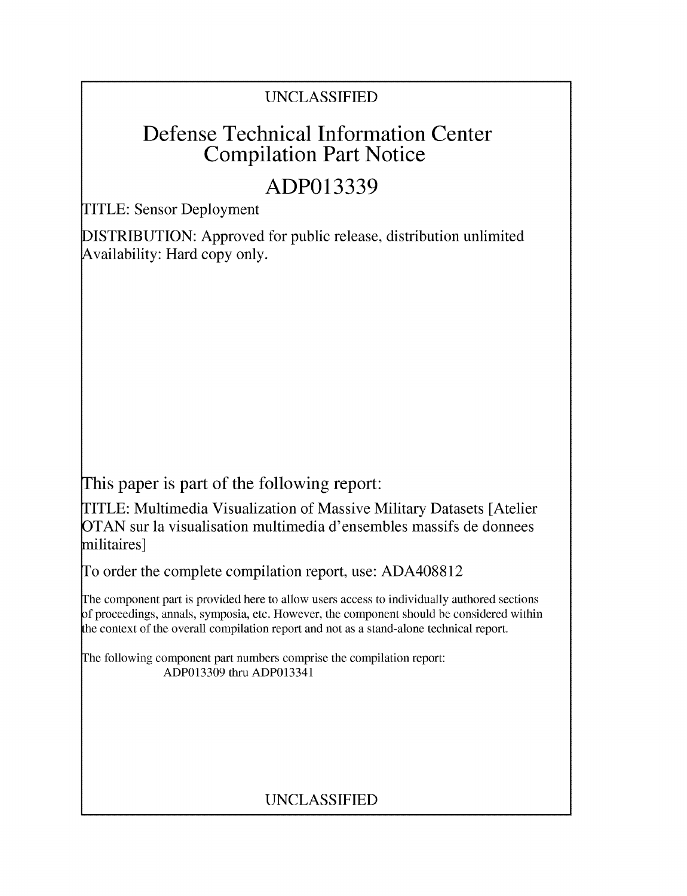UNCLASSIFIED

# Defense Technical Information Center Compilation Part Notice

# ADP013339

TITLE: Sensor Deployment

DISTRIBUTION: Approved for public release, distribution unlimited
Availability: Hard copy only.

This paper is part of the following report:

TITLE: Multimedia Visualization of Massive Military Datasets [Atelier OTAN sur la visualisation multimedia d'ensembles massifs de donnees militaires]

To order the complete compilation report, use: ADA408812

The component part is provided here to allow users access to individually authored sections of proceedings, annals, symposia, etc. However, the component should be considered within the context of the overall compilation report and not as a stand-alone technical report.

The following component part numbers comprise the compilation report:
ADP013309 thru ADP013341

UNCLASSIFIED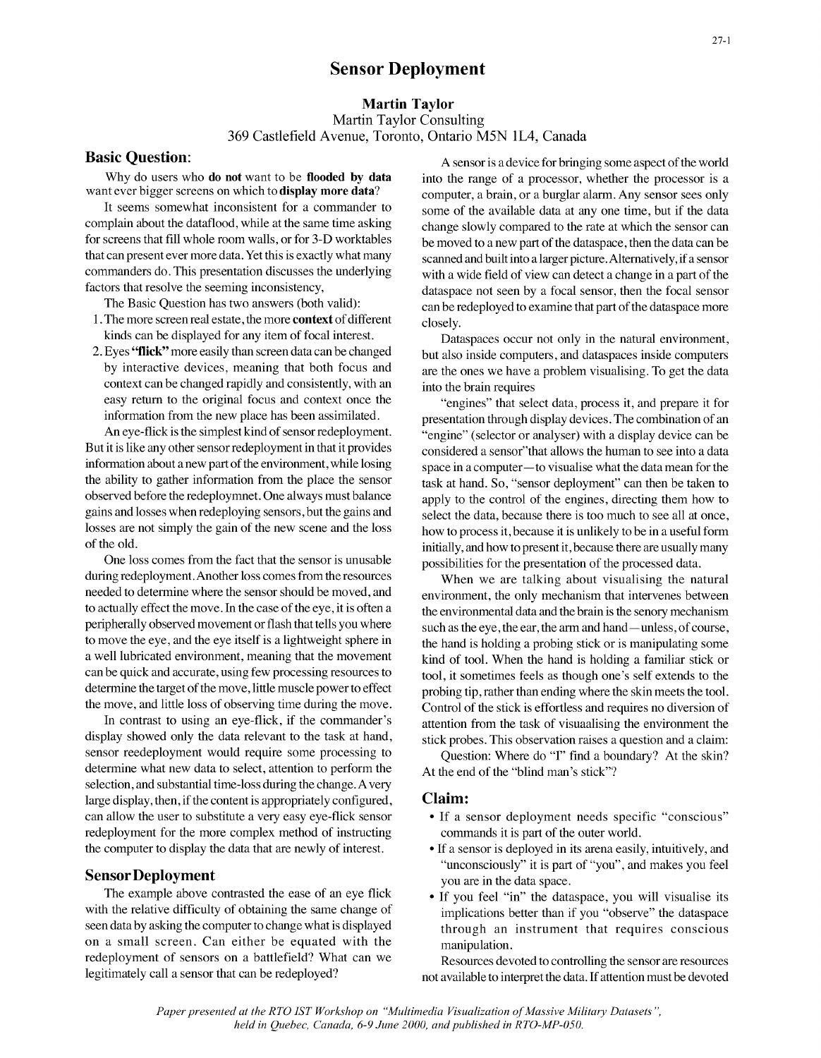# Sensor Deployment

**Martin Taylor**
Martin Taylor Consulting
369 Castlefield Avenue, Toronto, Ontario M5N 1L4, Canada

## Basic Question:

Why do users who **do not** want to be **flooded by data** want ever bigger screens on which to **display more data**?

It seems somewhat inconsistent for a commander to complain about the dataflood, while at the same time asking for screens that fill whole room walls, or for 3-D worktables that can present ever more data. Yet this is exactly what many commanders do. This presentation discusses the underlying factors that resolve the seeming inconsistency,

The Basic Question has two answers (both valid):

1. The more screen real estate, the more **context** of different kinds can be displayed for any item of focal interest.
2. Eyes **"flick"** more easily than screen data can be changed by interactive devices, meaning that both focus and context can be changed rapidly and consistently, with an easy return to the original focus and context once the information from the new place has been assimilated.

An eye-flick is the simplest kind of sensor redeployment. But it is like any other sensor redeployment in that it provides information about a new part of the environment, while losing the ability to gather information from the place the sensor observed before the redeploymnet. One always must balance gains and losses when redeploying sensors, but the gains and losses are not simply the gain of the new scene and the loss of the old.

One loss comes from the fact that the sensor is unusable during redeployment. Another loss comes from the resources needed to determine where the sensor should be moved, and to actually effect the move. In the case of the eye, it is often a peripherally observed movement or flash that tells you where to move the eye, and the eye itself is a lightweight sphere in a well lubricated environment, meaning that the movement can be quick and accurate, using few processing resources to determine the target of the move, little muscle power to effect the move, and little loss of observing time during the move.

In contrast to using an eye-flick, if the commander's display showed only the data relevant to the task at hand, sensor reedeployment would require some processing to determine what new data to select, attention to perform the selection, and substantial time-loss during the change. A very large display, then, if the content is appropriately configured, can allow the user to substitute a very easy eye-flick sensor redeployment for the more complex method of instructing the computer to display the data that are newly of interest.

## Sensor Deployment

The example above contrasted the ease of an eye flick with the relative difficulty of obtaining the same change of seen data by asking the computer to change what is displayed on a small screen. Can either be equated with the redeployment of sensors on a battlefield? What can we legitimately call a sensor that can be redeployed?

A sensor is a device for bringing some aspect of the world into the range of a processor, whether the processor is a computer, a brain, or a burglar alarm. Any sensor sees only some of the available data at any one time, but if the data change slowly compared to the rate at which the sensor can be moved to a new part of the dataspace, then the data can be scanned and built into a larger picture. Alternatively, if a sensor with a wide field of view can detect a change in a part of the dataspace not seen by a focal sensor, then the focal sensor can be redeployed to examine that part of the dataspace more closely.

Dataspaces occur not only in the natural environment, but also inside computers, and dataspaces inside computers are the ones we have a problem visualising. To get the data into the brain requires

"engines" that select data, process it, and prepare it for presentation through display devices. The combination of an "engine" (selector or analyser) with a display device can be considered a sensor"that allows the human to see into a data space in a computer—to visualise what the data mean for the task at hand. So, "sensor deployment" can then be taken to apply to the control of the engines, directing them how to select the data, because there is too much to see all at once, how to process it, because it is unlikely to be in a useful form initially, and how to present it, because there are usually many possibilities for the presentation of the processed data.

When we are talking about visualising the natural environment, the only mechanism that intervenes between the environmental data and the brain is the senory mechanism such as the eye, the ear, the arm and hand—unless, of course, the hand is holding a probing stick or is manipulating some kind of tool. When the hand is holding a familiar stick or tool, it sometimes feels as though one's self extends to the probing tip, rather than ending where the skin meets the tool. Control of the stick is effortless and requires no diversion of attention from the task of visuaalising the environment the stick probes. This observation raises a question and a claim:

Question: Where do "I" find a boundary? At the skin? At the end of the "blind man's stick"?

## Claim:

- If a sensor deployment needs specific "conscious" commands it is part of the outer world.
- If a sensor is deployed in its arena easily, intuitively, and "unconsciously" it is part of "you", and makes you feel you are in the data space.
- If you feel "in" the dataspace, you will visualise its implications better than if you "observe" the dataspace through an instrument that requires conscious manipulation.

Resources devoted to controlling the sensor are resources not available to interpret the data. If attention must be devoted

*Paper presented at the RTO IST Workshop on "Multimedia Visualization of Massive Military Datasets", held in Quebec, Canada, 6-9 June 2000, and published in RTO-MP-050.*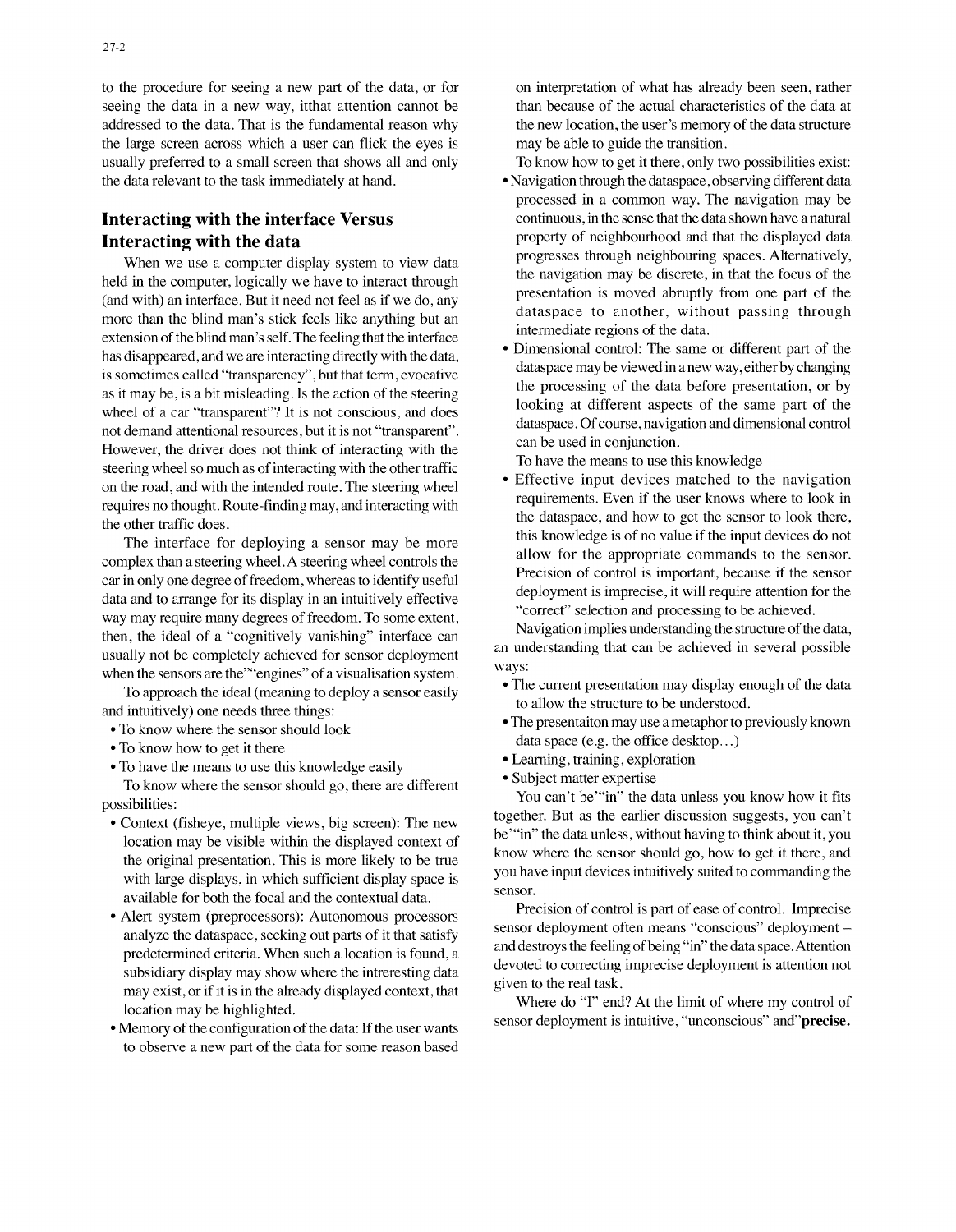to the procedure for seeing a new part of the data, or for seeing the data in a new way, itthat attention cannot be addressed to the data. That is the fundamental reason why the large screen across which a user can flick the eyes is usually preferred to a small screen that shows all and only the data relevant to the task immediately at hand.

## Interacting with the interface Versus Interacting with the data

When we use a computer display system to view data held in the computer, logically we have to interact through (and with) an interface. But it need not feel as if we do, any more than the blind man's stick feels like anything but an extension of the blind man's self. The feeling that the interface has disappeared, and we are interacting directly with the data, is sometimes called "transparency", but that term, evocative as it may be, is a bit misleading. Is the action of the steering wheel of a car "transparent"? It is not conscious, and does not demand attentional resources, but it is not "transparent". However, the driver does not think of interacting with the steering wheel so much as of interacting with the other traffic on the road, and with the intended route. The steering wheel requires no thought. Route-finding may, and interacting with the other traffic does.

The interface for deploying a sensor may be more complex than a steering wheel. A steering wheel controls the car in only one degree of freedom, whereas to identify useful data and to arrange for its display in an intuitively effective way may require many degrees of freedom. To some extent, then, the ideal of a "cognitively vanishing" interface can usually not be completely achieved for sensor deployment when the sensors are the""engines" of a visualisation system.

To approach the ideal (meaning to deploy a sensor easily and intuitively) one needs three things:

- To know where the sensor should look
- To know how to get it there
- To have the means to use this knowledge easily

To know where the sensor should go, there are different possibilities:

- Context (fisheye, multiple views, big screen): The new location may be visible within the displayed context of the original presentation. This is more likely to be true with large displays, in which sufficient display space is available for both the focal and the contextual data.
- Alert system (preprocessors): Autonomous processors analyze the dataspace, seeking out parts of it that satisfy predetermined criteria. When such a location is found, a subsidiary display may show where the intreresting data may exist, or if it is in the already displayed context, that location may be highlighted.
- Memory of the configuration of the data: If the user wants to observe a new part of the data for some reason based on interpretation of what has already been seen, rather than because of the actual characteristics of the data at the new location, the user's memory of the data structure may be able to guide the transition.

To know how to get it there, only two possibilities exist:

- Navigation through the dataspace, observing different data processed in a common way. The navigation may be continuous, in the sense that the data shown have a natural property of neighbourhood and that the displayed data progresses through neighbouring spaces. Alternatively, the navigation may be discrete, in that the focus of the presentation is moved abruptly from one part of the dataspace to another, without passing through intermediate regions of the data.
- Dimensional control: The same or different part of the dataspace may be viewed in a new way, either by changing the processing of the data before presentation, or by looking at different aspects of the same part of the dataspace. Of course, navigation and dimensional control can be used in conjunction.

To have the means to use this knowledge

- Effective input devices matched to the navigation requirements. Even if the user knows where to look in the dataspace, and how to get the sensor to look there, this knowledge is of no value if the input devices do not allow for the appropriate commands to the sensor. Precision of control is important, because if the sensor deployment is imprecise, it will require attention for the "correct" selection and processing to be achieved.

Navigation implies understanding the structure of the data, an understanding that can be achieved in several possible ways:

- The current presentation may display enough of the data to allow the structure to be understood.
- The presentaiton may use a metaphor to previously known data space (e.g. the office desktop…)
- Learning, training, exploration
- Subject matter expertise

You can't be""in" the data unless you know how it fits together. But as the earlier discussion suggests, you can't be""in" the data unless, without having to think about it, you know where the sensor should go, how to get it there, and you have input devices intuitively suited to commanding the sensor.

Precision of control is part of ease of control. Imprecise sensor deployment often means "conscious" deployment – and destroys the feeling of being "in" the data space. Attention devoted to correcting imprecise deployment is attention not given to the real task.

Where do "I" end? At the limit of where my control of sensor deployment is intuitive, "unconscious" and"**precise.**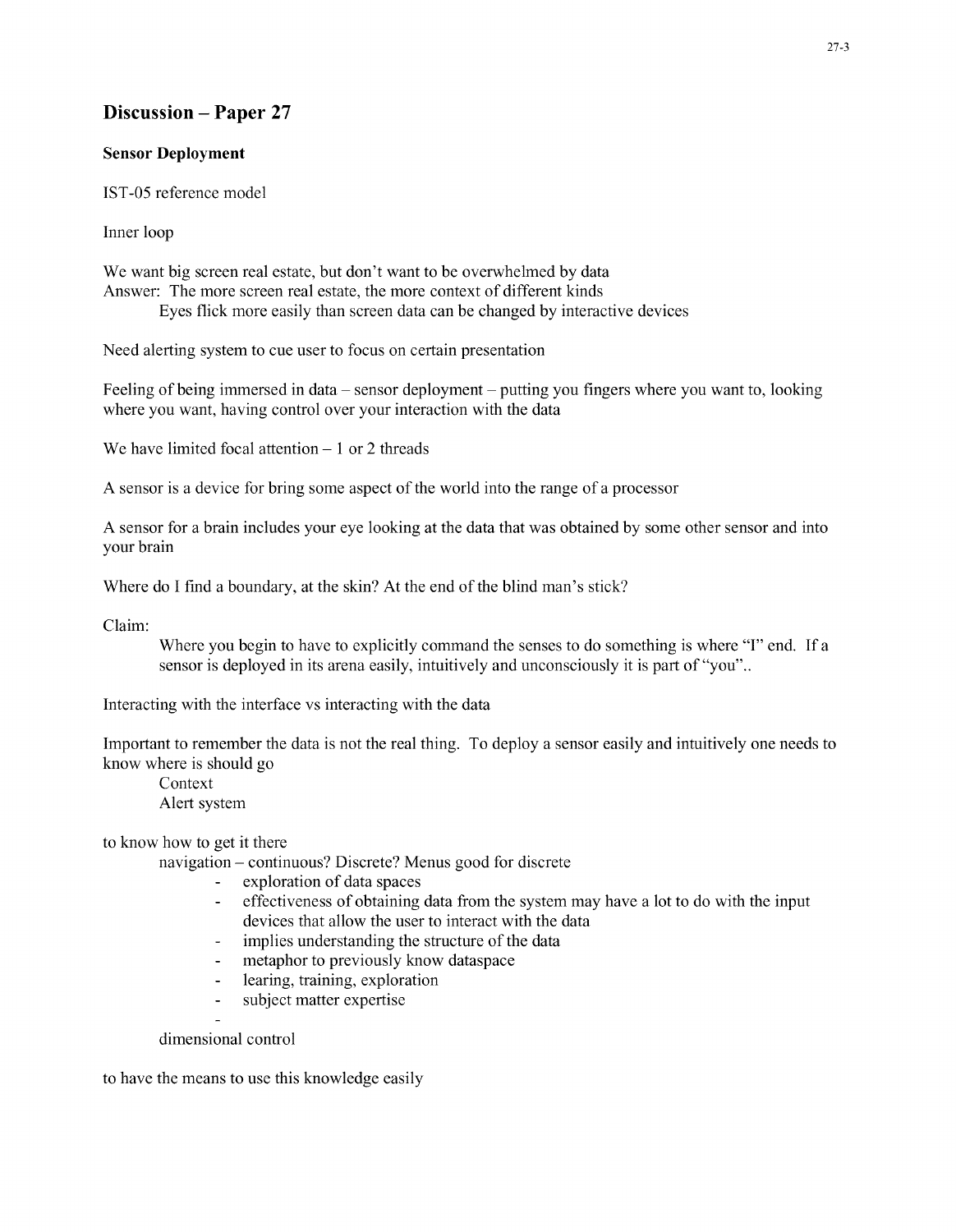# Discussion – Paper 27

**Sensor Deployment**

IST-05 reference model

Inner loop

We want big screen real estate, but don't want to be overwhelmed by data
Answer: The more screen real estate, the more context of different kinds
Eyes flick more easily than screen data can be changed by interactive devices

Need alerting system to cue user to focus on certain presentation

Feeling of being immersed in data – sensor deployment – putting you fingers where you want to, looking where you want, having control over your interaction with the data

We have limited focal attention – 1 or 2 threads

A sensor is a device for bring some aspect of the world into the range of a processor

A sensor for a brain includes your eye looking at the data that was obtained by some other sensor and into your brain

Where do I find a boundary, at the skin? At the end of the blind man's stick?

Claim:

Where you begin to have to explicitly command the senses to do something is where "I" end. If a sensor is deployed in its arena easily, intuitively and unconsciously it is part of "you"..

Interacting with the interface vs interacting with the data

Important to remember the data is not the real thing. To deploy a sensor easily and intuitively one needs to know where is should go

Context
Alert system

to know how to get it there

navigation – continuous? Discrete? Menus good for discrete

- exploration of data spaces
- effectiveness of obtaining data from the system may have a lot to do with the input devices that allow the user to interact with the data
- implies understanding the structure of the data
- metaphor to previously know dataspace
- learing, training, exploration
- subject matter expertise
-

dimensional control

to have the means to use this knowledge easily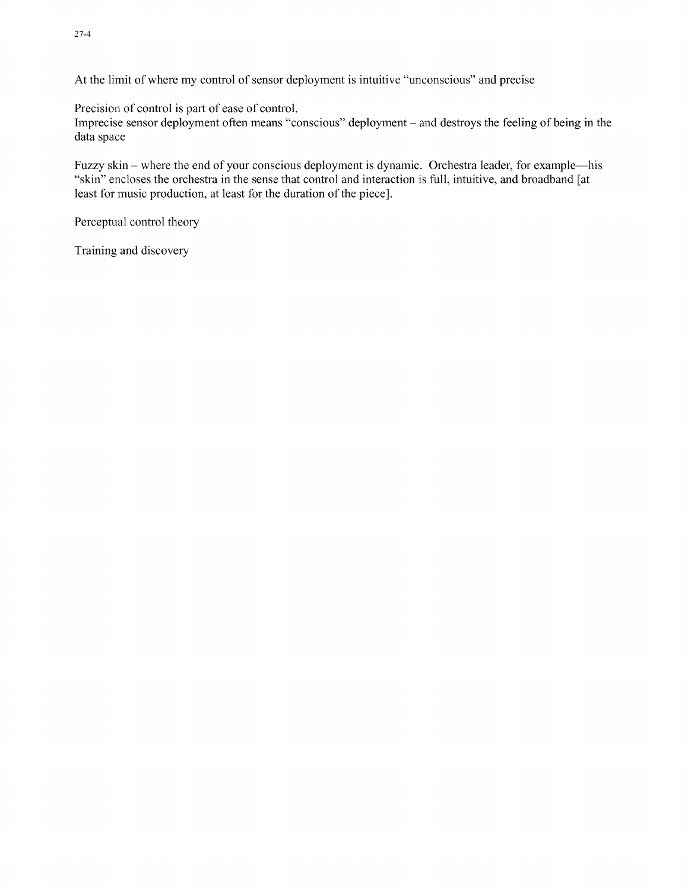At the limit of where my control of sensor deployment is intuitive "unconscious" and precise

Precision of control is part of ease of control.
Imprecise sensor deployment often means "conscious" deployment – and destroys the feeling of being in the data space

Fuzzy skin – where the end of your conscious deployment is dynamic. Orchestra leader, for example—his "skin" encloses the orchestra in the sense that control and interaction is full, intuitive, and broadband [at least for music production, at least for the duration of the piece].

Perceptual control theory

Training and discovery